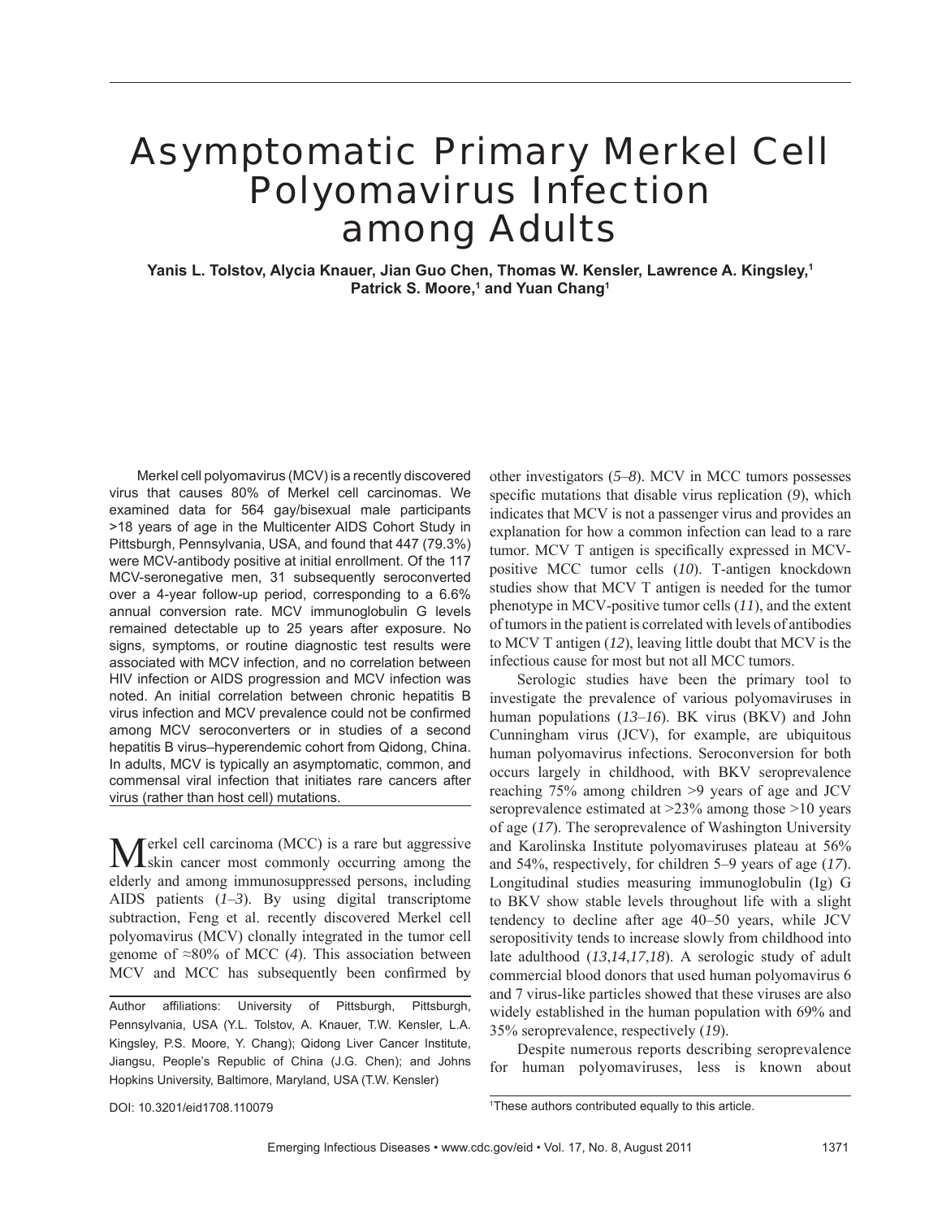# Asymptomatic Primary Merkel Cell Polyomavirus Infection among Adults

**Yanis L. Tolstov, Alycia Knauer, Jian Guo Chen, Thomas W. Kensler, Lawrence A. Kingsley,[1] Patrick S. Moore,[1] and Yuan Chang[1]**

Merkel cell polyomavirus (MCV) is a recently discovered virus that causes 80% of Merkel cell carcinomas. We examined data for 564 gay/bisexual male participants >18 years of age in the Multicenter AIDS Cohort Study in Pittsburgh, Pennsylvania, USA, and found that 447 (79.3%) were MCV-antibody positive at initial enrollment. Of the 117 MCV-seronegative men, 31 subsequently seroconverted over a 4-year follow-up period, corresponding to a 6.6% annual conversion rate. MCV immunoglobulin G levels remained detectable up to 25 years after exposure. No signs, symptoms, or routine diagnostic test results were associated with MCV infection, and no correlation between HIV infection or AIDS progression and MCV infection was noted. An initial correlation between chronic hepatitis B virus infection and MCV prevalence could not be confirmed among MCV seroconverters or in studies of a second hepatitis B virus–hyperendemic cohort from Qidong, China. In adults, MCV is typically an asymptomatic, common, and commensal viral infection that initiates rare cancers after virus (rather than host cell) mutations.

Merkel cell carcinoma (MCC) is a rare but aggressive skin cancer most commonly occurring among the elderly and among immunosuppressed persons, including AIDS patients (*1*–*3*). By using digital transcriptome subtraction, Feng et al. recently discovered Merkel cell polyomavirus (MCV) clonally integrated in the tumor cell genome of ≈80% of MCC (*4*). This association between MCV and MCC has subsequently been confirmed by other investigators (*5*–*8*). MCV in MCC tumors possesses specific mutations that disable virus replication (*9*), which indicates that MCV is not a passenger virus and provides an explanation for how a common infection can lead to a rare tumor. MCV T antigen is specifically expressed in MCV-positive MCC tumor cells (*10*). T-antigen knockdown studies show that MCV T antigen is needed for the tumor phenotype in MCV-positive tumor cells (*11*), and the extent of tumors in the patient is correlated with levels of antibodies to MCV T antigen (*12*), leaving little doubt that MCV is the infectious cause for most but not all MCC tumors.

Author affiliations: University of Pittsburgh, Pittsburgh, Pennsylvania, USA (Y.L. Tolstov, A. Knauer, T.W. Kensler, L.A. Kingsley, P.S. Moore, Y. Chang); Qidong Liver Cancer Institute, Jiangsu, People's Republic of China (J.G. Chen); and Johns Hopkins University, Baltimore, Maryland, USA (T.W. Kensler)

DOI: 10.3201/eid1708.110079

Serologic studies have been the primary tool to investigate the prevalence of various polyomaviruses in human populations (*13*–*16*). BK virus (BKV) and John Cunningham virus (JCV), for example, are ubiquitous human polyomavirus infections. Seroconversion for both occurs largely in childhood, with BKV seroprevalence reaching 75% among children >9 years of age and JCV seroprevalence estimated at >23% among those >10 years of age (*17*). The seroprevalence of Washington University and Karolinska Institute polyomaviruses plateau at 56% and 54%, respectively, for children 5–9 years of age (*17*). Longitudinal studies measuring immunoglobulin (Ig) G to BKV show stable levels throughout life with a slight tendency to decline after age 40–50 years, while JCV seropositivity tends to increase slowly from childhood into late adulthood (*13*,*14*,*17*,*18*). A serologic study of adult commercial blood donors that used human polyomavirus 6 and 7 virus-like particles showed that these viruses are also widely established in the human population with 69% and 35% seroprevalence, respectively (*19*).

Despite numerous reports describing seroprevalence for human polyomaviruses, less is known about

[1]These authors contributed equally to this article.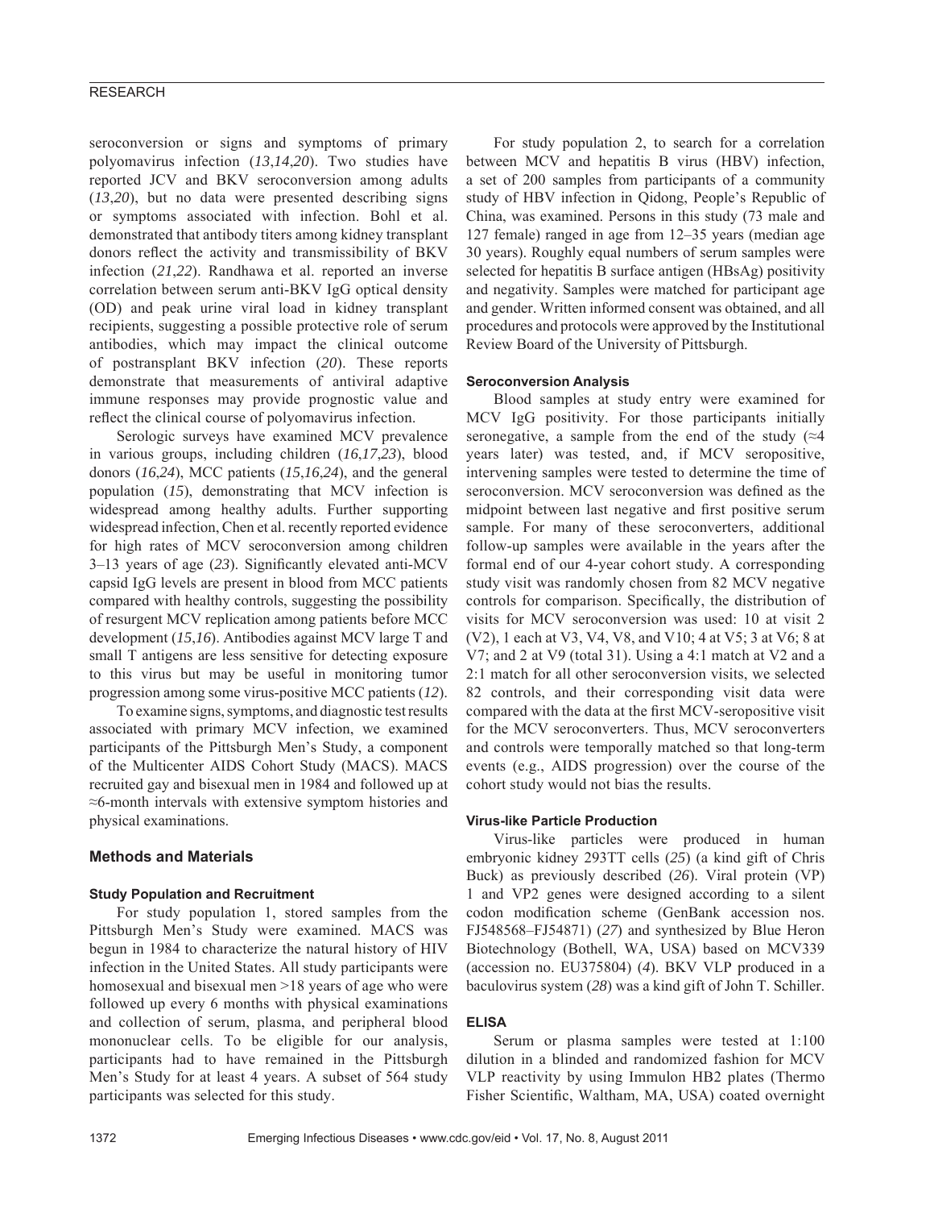seroconversion or signs and symptoms of primary polyomavirus infection (*13*,*14*,*20*). Two studies have reported JCV and BKV seroconversion among adults (*13*,*20*), but no data were presented describing signs or symptoms associated with infection. Bohl et al. demonstrated that antibody titers among kidney transplant donors reflect the activity and transmissibility of BKV infection (*21*,*22*). Randhawa et al. reported an inverse correlation between serum anti-BKV IgG optical density (OD) and peak urine viral load in kidney transplant recipients, suggesting a possible protective role of serum antibodies, which may impact the clinical outcome of postransplant BKV infection (*20*). These reports demonstrate that measurements of antiviral adaptive immune responses may provide prognostic value and reflect the clinical course of polyomavirus infection.

Serologic surveys have examined MCV prevalence in various groups, including children (*16*,*17*,*23*), blood donors (*16*,*24*), MCC patients (*15*,*16*,*24*), and the general population (*15*), demonstrating that MCV infection is widespread among healthy adults. Further supporting widespread infection, Chen et al. recently reported evidence for high rates of MCV seroconversion among children 3–13 years of age (*23*). Significantly elevated anti-MCV capsid IgG levels are present in blood from MCC patients compared with healthy controls, suggesting the possibility of resurgent MCV replication among patients before MCC development (*15*,*16*). Antibodies against MCV large T and small T antigens are less sensitive for detecting exposure to this virus but may be useful in monitoring tumor progression among some virus-positive MCC patients (*12*).

To examine signs, symptoms, and diagnostic test results associated with primary MCV infection, we examined participants of the Pittsburgh Men's Study, a component of the Multicenter AIDS Cohort Study (MACS). MACS recruited gay and bisexual men in 1984 and followed up at ≈6-month intervals with extensive symptom histories and physical examinations.

## Methods and Materials

### Study Population and Recruitment

For study population 1, stored samples from the Pittsburgh Men's Study were examined. MACS was begun in 1984 to characterize the natural history of HIV infection in the United States. All study participants were homosexual and bisexual men >18 years of age who were followed up every 6 months with physical examinations and collection of serum, plasma, and peripheral blood mononuclear cells. To be eligible for our analysis, participants had to have remained in the Pittsburgh Men's Study for at least 4 years. A subset of 564 study participants was selected for this study.

For study population 2, to search for a correlation between MCV and hepatitis B virus (HBV) infection, a set of 200 samples from participants of a community study of HBV infection in Qidong, People's Republic of China, was examined. Persons in this study (73 male and 127 female) ranged in age from 12–35 years (median age 30 years). Roughly equal numbers of serum samples were selected for hepatitis B surface antigen (HBsAg) positivity and negativity. Samples were matched for participant age and gender. Written informed consent was obtained, and all procedures and protocols were approved by the Institutional Review Board of the University of Pittsburgh.

### Seroconversion Analysis

Blood samples at study entry were examined for MCV IgG positivity. For those participants initially seronegative, a sample from the end of the study (≈4 years later) was tested, and, if MCV seropositive, intervening samples were tested to determine the time of seroconversion. MCV seroconversion was defined as the midpoint between last negative and first positive serum sample. For many of these seroconverters, additional follow-up samples were available in the years after the formal end of our 4-year cohort study. A corresponding study visit was randomly chosen from 82 MCV negative controls for comparison. Specifically, the distribution of visits for MCV seroconversion was used: 10 at visit 2 (V2), 1 each at V3, V4, V8, and V10; 4 at V5; 3 at V6; 8 at V7; and 2 at V9 (total 31). Using a 4:1 match at V2 and a 2:1 match for all other seroconversion visits, we selected 82 controls, and their corresponding visit data were compared with the data at the first MCV-seropositive visit for the MCV seroconverters. Thus, MCV seroconverters and controls were temporally matched so that long-term events (e.g., AIDS progression) over the course of the cohort study would not bias the results.

### Virus-like Particle Production

Virus-like particles were produced in human embryonic kidney 293TT cells (*25*) (a kind gift of Chris Buck) as previously described (*26*). Viral protein (VP) 1 and VP2 genes were designed according to a silent codon modification scheme (GenBank accession nos. FJ548568–FJ54871) (*27*) and synthesized by Blue Heron Biotechnology (Bothell, WA, USA) based on MCV339 (accession no. EU375804) (*4*). BKV VLP produced in a baculovirus system (*28*) was a kind gift of John T. Schiller.

### ELISA

Serum or plasma samples were tested at 1:100 dilution in a blinded and randomized fashion for MCV VLP reactivity by using Immulon HB2 plates (Thermo Fisher Scientific, Waltham, MA, USA) coated overnight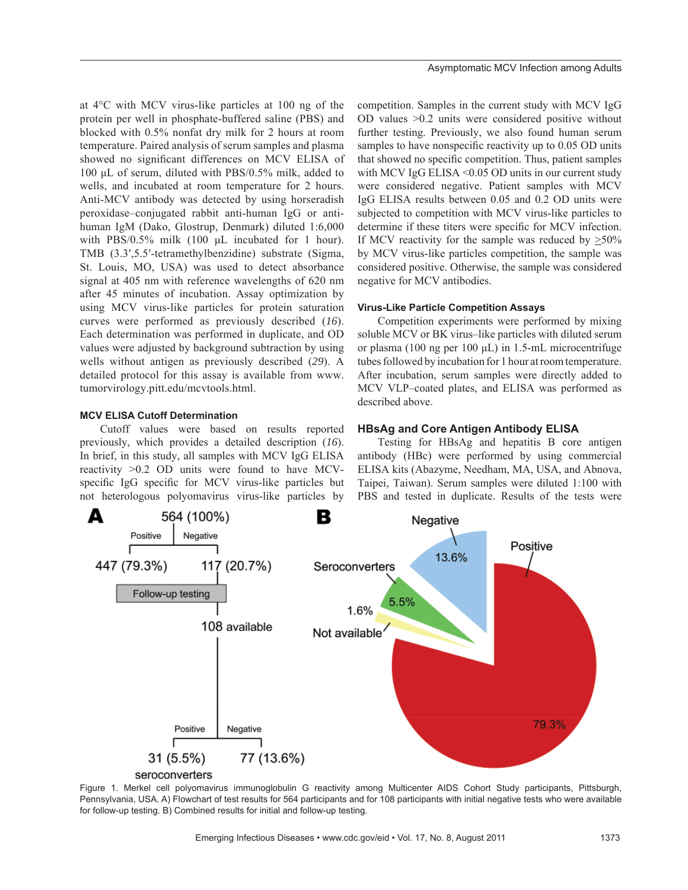at 4°C with MCV virus-like particles at 100 ng of the protein per well in phosphate-buffered saline (PBS) and blocked with 0.5% nonfat dry milk for 2 hours at room temperature. Paired analysis of serum samples and plasma showed no significant differences on MCV ELISA of 100 µL of serum, diluted with PBS/0.5% milk, added to wells, and incubated at room temperature for 2 hours. Anti-MCV antibody was detected by using horseradish peroxidase–conjugated rabbit anti-human IgG or anti-human IgM (Dako, Glostrup, Denmark) diluted 1:6,000 with PBS/0.5% milk (100 µL incubated for 1 hour). TMB (3.3′,5.5′-tetramethylbenzidine) substrate (Sigma, St. Louis, MO, USA) was used to detect absorbance signal at 405 nm with reference wavelengths of 620 nm after 45 minutes of incubation. Assay optimization by using MCV virus-like particles for protein saturation curves were performed as previously described (*16*). Each determination was performed in duplicate, and OD values were adjusted by background subtraction by using wells without antigen as previously described (*29*). A detailed protocol for this assay is available from www.tumorvirology.pitt.edu/mcvtools.html.

### MCV ELISA Cutoff Determination

Cutoff values were based on results reported previously, which provides a detailed description (*16*). In brief, in this study, all samples with MCV IgG ELISA reactivity >0.2 OD units were found to have MCV-specific IgG specific for MCV virus-like particles but not heterologous polyomavirus virus-like particles by competition. Samples in the current study with MCV IgG OD values >0.2 units were considered positive without further testing. Previously, we also found human serum samples to have nonspecific reactivity up to 0.05 OD units that showed no specific competition. Thus, patient samples with MCV IgG ELISA <0.05 OD units in our current study were considered negative. Patient samples with MCV IgG ELISA results between 0.05 and 0.2 OD units were subjected to competition with MCV virus-like particles to determine if these titers were specific for MCV infection. If MCV reactivity for the sample was reduced by ≥50% by MCV virus-like particles competition, the sample was considered positive. Otherwise, the sample was considered negative for MCV antibodies.

### Virus-Like Particle Competition Assays

Competition experiments were performed by mixing soluble MCV or BK virus–like particles with diluted serum or plasma (100 ng per 100 µL) in 1.5-mL microcentrifuge tubes followed by incubation for 1 hour at room temperature. After incubation, serum samples were directly added to MCV VLP–coated plates, and ELISA was performed as described above.

### HBsAg and Core Antigen Antibody ELISA

Testing for HBsAg and hepatitis B core antigen antibody (HBc) were performed by using commercial ELISA kits (Abazyme, Needham, MA, USA, and Abnova, Taipei, Taiwan). Serum samples were diluted 1:100 with PBS and tested in duplicate. Results of the tests were

Figure 1. Merkel cell polyomavirus immunoglobulin G reactivity among Multicenter AIDS Cohort Study participants, Pittsburgh, Pennsylvania, USA. A) Flowchart of test results for 564 participants and for 108 participants with initial negative tests who were available for follow-up testing. B) Combined results for initial and follow-up testing.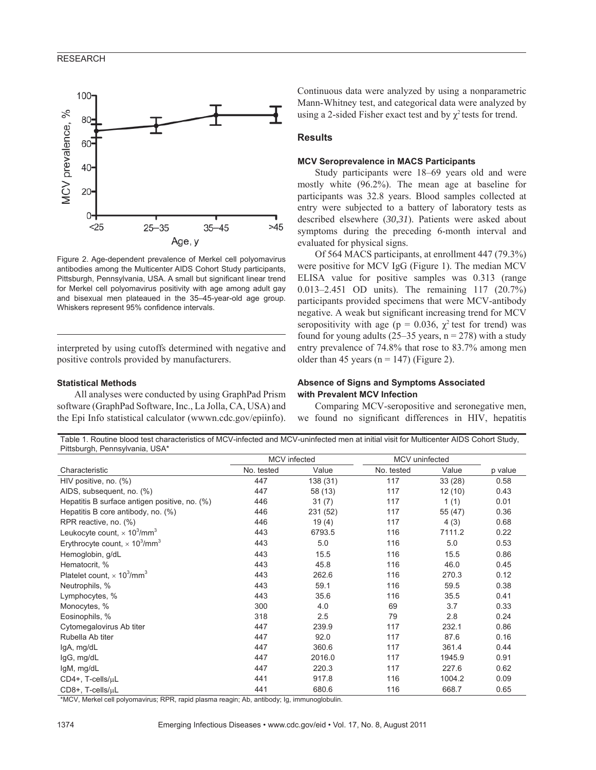Figure 2. Age-dependent prevalence of Merkel cell polyomavirus antibodies among the Multicenter AIDS Cohort Study participants, Pittsburgh, Pennsylvania, USA. A small but significant linear trend for Merkel cell polyomavirus positivity with age among adult gay and bisexual men plateaued in the 35–45-year-old age group. Whiskers represent 95% confidence intervals.

interpreted by using cutoffs determined with negative and positive controls provided by manufacturers.

### Statistical Methods

All analyses were conducted by using GraphPad Prism software (GraphPad Software, Inc., La Jolla, CA, USA) and the Epi Info statistical calculator (wwwn.cdc.gov/epiinfo). Continuous data were analyzed by using a nonparametric Mann-Whitney test, and categorical data were analyzed by using a 2-sided Fisher exact test and by $\chi^2$ tests for trend.

## Results

### MCV Seroprevalence in MACS Participants

Study participants were 18–69 years old and were mostly white (96.2%). The mean age at baseline for participants was 32.8 years. Blood samples collected at entry were subjected to a battery of laboratory tests as described elsewhere (*30*,*31*). Patients were asked about symptoms during the preceding 6-month interval and evaluated for physical signs.

Of 564 MACS participants, at enrollment 447 (79.3%) were positive for MCV IgG (Figure 1). The median MCV ELISA value for positive samples was 0.313 (range 0.013–2.451 OD units). The remaining 117 (20.7%) participants provided specimens that were MCV-antibody negative. A weak but significant increasing trend for MCV seropositivity with age ($p = 0.036$, $\chi^2$ test for trend) was found for young adults (25–35 years, n = 278) with a study entry prevalence of 74.8% that rose to 83.7% among men older than 45 years (n = 147) (Figure 2).

### Absence of Signs and Symptoms Associated with Prevalent MCV Infection

Comparing MCV-seropositive and seronegative men, we found no significant differences in HIV, hepatitis

Table 1. Routine blood test characteristics of MCV-infected and MCV-uninfected men at initial visit for Multicenter AIDS Cohort Study, Pittsburgh, Pennsylvania, USA*

| | MCV infected | | MCV uninfected | | |
|---|---|---|---|---|---|
| Characteristic | No. tested | Value | No. tested | Value | p value |
| HIV positive, no. (%) | 447 | 138 (31) | 117 | 33 (28) | 0.58 |
| AIDS, subsequent, no. (%) | 447 | 58 (13) | 117 | 12 (10) | 0.43 |
| Hepatitis B surface antigen positive, no. (%) | 446 | 31 (7) | 117 | 1 (1) | 0.01 |
| Hepatitis B core antibody, no. (%) | 446 | 231 (52) | 117 | 55 (47) | 0.36 |
| RPR reactive, no. (%) | 446 | 19 (4) | 117 | 4 (3) | 0.68 |
| Leukocyte count, $\times 10^3$/mm$^3$ | 443 | 6793.5 | 116 | 7111.2 | 0.22 |
| Erythrocyte count, $\times 10^3$/mm$^3$ | 443 | 5.0 | 116 | 5.0 | 0.53 |
| Hemoglobin, g/dL | 443 | 15.5 | 116 | 15.5 | 0.86 |
| Hematocrit, % | 443 | 45.8 | 116 | 46.0 | 0.45 |
| Platelet count, $\times 10^3$/mm$^3$ | 443 | 262.6 | 116 | 270.3 | 0.12 |
| Neutrophils, % | 443 | 59.1 | 116 | 59.5 | 0.38 |
| Lymphocytes, % | 443 | 35.6 | 116 | 35.5 | 0.41 |
| Monocytes, % | 300 | 4.0 | 69 | 3.7 | 0.33 |
| Eosinophils, % | 318 | 2.5 | 79 | 2.8 | 0.24 |
| Cytomegalovirus Ab titer | 447 | 239.9 | 117 | 232.1 | 0.86 |
| Rubella Ab titer | 447 | 92.0 | 117 | 87.6 | 0.16 |
| IgA, mg/dL | 447 | 360.6 | 117 | 361.4 | 0.44 |
| IgG, mg/dL | 447 | 2016.0 | 117 | 1945.9 | 0.91 |
| IgM, mg/dL | 447 | 220.3 | 117 | 227.6 | 0.62 |
| CD4+, T-cells/μL | 441 | 917.8 | 116 | 1004.2 | 0.09 |
| CD8+, T-cells/μL | 441 | 680.6 | 116 | 668.7 | 0.65 |

*MCV, Merkel cell polyomavirus; RPR, rapid plasma reagin; Ab, antibody; Ig, immunoglobulin.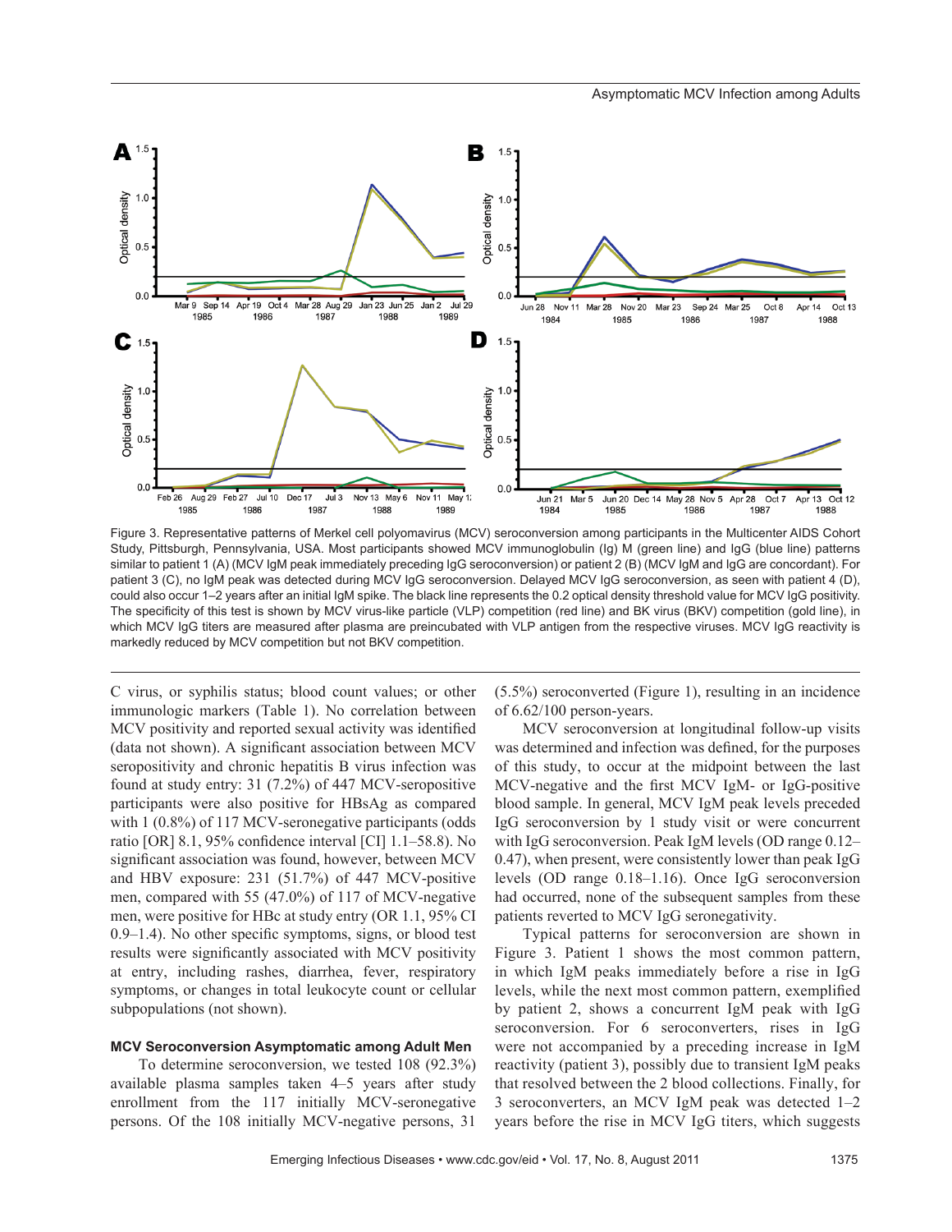Figure 3. Representative patterns of Merkel cell polyomavirus (MCV) seroconversion among participants in the Multicenter AIDS Cohort Study, Pittsburgh, Pennsylvania, USA. Most participants showed MCV immunoglobulin (Ig) M (green line) and IgG (blue line) patterns similar to patient 1 (A) (MCV IgM peak immediately preceding IgG seroconversion) or patient 2 (B) (MCV IgM and IgG are concordant). For patient 3 (C), no IgM peak was detected during MCV IgG seroconversion. Delayed MCV IgG seroconversion, as seen with patient 4 (D), could also occur 1–2 years after an initial IgM spike. The black line represents the 0.2 optical density threshold value for MCV IgG positivity. The specificity of this test is shown by MCV virus-like particle (VLP) competition (red line) and BK virus (BKV) competition (gold line), in which MCV IgG titers are measured after plasma are preincubated with VLP antigen from the respective viruses. MCV IgG reactivity is markedly reduced by MCV competition but not BKV competition.

C virus, or syphilis status; blood count values; or other immunologic markers (Table 1). No correlation between MCV positivity and reported sexual activity was identified (data not shown). A significant association between MCV seropositivity and chronic hepatitis B virus infection was found at study entry: 31 (7.2%) of 447 MCV-seropositive participants were also positive for HBsAg as compared with 1 (0.8%) of 117 MCV-seronegative participants (odds ratio [OR] 8.1, 95% confidence interval [CI] 1.1–58.8). No significant association was found, however, between MCV and HBV exposure: 231 (51.7%) of 447 MCV-positive men, compared with 55 (47.0%) of 117 of MCV-negative men, were positive for HBc at study entry (OR 1.1, 95% CI 0.9–1.4). No other specific symptoms, signs, or blood test results were significantly associated with MCV positivity at entry, including rashes, diarrhea, fever, respiratory symptoms, or changes in total leukocyte count or cellular subpopulations (not shown).

### MCV Seroconversion Asymptomatic among Adult Men

To determine seroconversion, we tested 108 (92.3%) available plasma samples taken 4–5 years after study enrollment from the 117 initially MCV-seronegative persons. Of the 108 initially MCV-negative persons, 31 (5.5%) seroconverted (Figure 1), resulting in an incidence of 6.62/100 person-years.

MCV seroconversion at longitudinal follow-up visits was determined and infection was defined, for the purposes of this study, to occur at the midpoint between the last MCV-negative and the first MCV IgM- or IgG-positive blood sample. In general, MCV IgM peak levels preceded IgG seroconversion by 1 study visit or were concurrent with IgG seroconversion. Peak IgM levels (OD range 0.12–0.47), when present, were consistently lower than peak IgG levels (OD range 0.18–1.16). Once IgG seroconversion had occurred, none of the subsequent samples from these patients reverted to MCV IgG seronegativity.

Typical patterns for seroconversion are shown in Figure 3. Patient 1 shows the most common pattern, in which IgM peaks immediately before a rise in IgG levels, while the next most common pattern, exemplified by patient 2, shows a concurrent IgM peak with IgG seroconversion. For 6 seroconverters, rises in IgG were not accompanied by a preceding increase in IgM reactivity (patient 3), possibly due to transient IgM peaks that resolved between the 2 blood collections. Finally, for 3 seroconverters, an MCV IgM peak was detected 1–2 years before the rise in MCV IgG titers, which suggests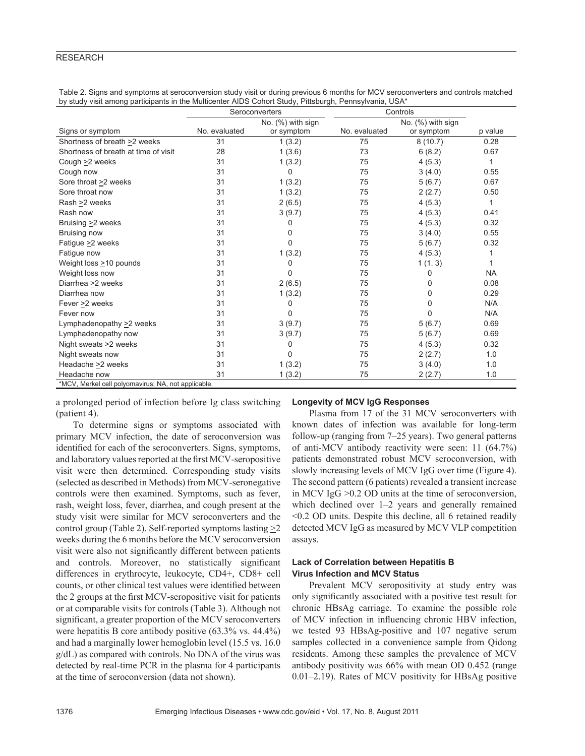Table 2. Signs and symptoms at seroconversion study visit or during previous 6 months for MCV seroconverters and controls matched by study visit among participants in the Multicenter AIDS Cohort Study, Pittsburgh, Pennsylvania, USA*

| | Seroconverters | | Controls | | |
|---|---|---|---|---|---|
| Signs or symptom | No. evaluated | No. (%) with sign or symptom | No. evaluated | No. (%) with sign or symptom | p value |
| Shortness of breath >2 weeks | 31 | 1 (3.2) | 75 | 8 (10.7) | 0.28 |
| Shortness of breath at time of visit | 28 | 1 (3.6) | 73 | 6 (8.2) | 0.67 |
| Cough >2 weeks | 31 | 1 (3.2) | 75 | 4 (5.3) | 1 |
| Cough now | 31 | 0 | 75 | 3 (4.0) | 0.55 |
| Sore throat >2 weeks | 31 | 1 (3.2) | 75 | 5 (6.7) | 0.67 |
| Sore throat now | 31 | 1 (3.2) | 75 | 2 (2.7) | 0.50 |
| Rash >2 weeks | 31 | 2 (6.5) | 75 | 4 (5.3) | 1 |
| Rash now | 31 | 3 (9.7) | 75 | 4 (5.3) | 0.41 |
| Bruising >2 weeks | 31 | 0 | 75 | 4 (5.3) | 0.32 |
| Bruising now | 31 | 0 | 75 | 3 (4.0) | 0.55 |
| Fatigue >2 weeks | 31 | 0 | 75 | 5 (6.7) | 0.32 |
| Fatigue now | 31 | 1 (3.2) | 75 | 4 (5.3) | 1 |
| Weight loss >10 pounds | 31 | 0 | 75 | 1 (1. 3) | 1 |
| Weight loss now | 31 | 0 | 75 | 0 | NA |
| Diarrhea >2 weeks | 31 | 2 (6.5) | 75 | 0 | 0.08 |
| Diarrhea now | 31 | 1 (3.2) | 75 | 0 | 0.29 |
| Fever >2 weeks | 31 | 0 | 75 | 0 | N/A |
| Fever now | 31 | 0 | 75 | 0 | N/A |
| Lymphadenopathy >2 weeks | 31 | 3 (9.7) | 75 | 5 (6.7) | 0.69 |
| Lymphadenopathy now | 31 | 3 (9.7) | 75 | 5 (6.7) | 0.69 |
| Night sweats >2 weeks | 31 | 0 | 75 | 4 (5.3) | 0.32 |
| Night sweats now | 31 | 0 | 75 | 2 (2.7) | 1.0 |
| Headache >2 weeks | 31 | 1 (3.2) | 75 | 3 (4.0) | 1.0 |
| Headache now | 31 | 1 (3.2) | 75 | 2 (2.7) | 1.0 |

*MCV, Merkel cell polyomavirus; NA, not applicable.

a prolonged period of infection before Ig class switching (patient 4).

To determine signs or symptoms associated with primary MCV infection, the date of seroconversion was identified for each of the seroconverters. Signs, symptoms, and laboratory values reported at the first MCV-seropositive visit were then determined. Corresponding study visits (selected as described in Methods) from MCV-seronegative controls were then examined. Symptoms, such as fever, rash, weight loss, fever, diarrhea, and cough present at the study visit were similar for MCV seroconverters and the control group (Table 2). Self-reported symptoms lasting >2 weeks during the 6 months before the MCV seroconversion visit were also not significantly different between patients and controls. Moreover, no statistically significant differences in erythrocyte, leukocyte, CD4+, CD8+ cell counts, or other clinical test values were identified between the 2 groups at the first MCV-seropositive visit for patients or at comparable visits for controls (Table 3). Although not significant, a greater proportion of the MCV seroconverters were hepatitis B core antibody positive (63.3% vs. 44.4%) and had a marginally lower hemoglobin level (15.5 vs. 16.0 g/dL) as compared with controls. No DNA of the virus was detected by real-time PCR in the plasma for 4 participants at the time of seroconversion (data not shown).

### Longevity of MCV IgG Responses

Plasma from 17 of the 31 MCV seroconverters with known dates of infection was available for long-term follow-up (ranging from 7–25 years). Two general patterns of anti-MCV antibody reactivity were seen: 11 (64.7%) patients demonstrated robust MCV seroconversion, with slowly increasing levels of MCV IgG over time (Figure 4). The second pattern (6 patients) revealed a transient increase in MCV IgG >0.2 OD units at the time of seroconversion, which declined over 1–2 years and generally remained <0.2 OD units. Despite this decline, all 6 retained readily detected MCV IgG as measured by MCV VLP competition assays.

### Lack of Correlation between Hepatitis B Virus Infection and MCV Status

Prevalent MCV seropositivity at study entry was only significantly associated with a positive test result for chronic HBsAg carriage. To examine the possible role of MCV infection in influencing chronic HBV infection, we tested 93 HBsAg-positive and 107 negative serum samples collected in a convenience sample from Qidong residents. Among these samples the prevalence of MCV antibody positivity was 66% with mean OD 0.452 (range 0.01–2.19). Rates of MCV positivity for HBsAg positive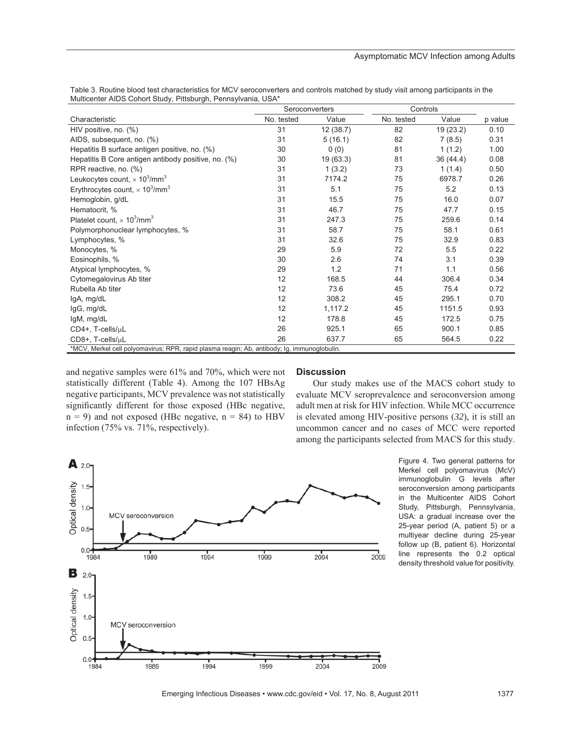Table 3. Routine blood test characteristics for MCV seroconverters and controls matched by study visit among participants in the Multicenter AIDS Cohort Study, Pittsburgh, Pennsylvania, USA*

| | Seroconverters | | Controls | | |
|---|---|---|---|---|---|
| Characteristic | No. tested | Value | No. tested | Value | p value |
| HIV positive, no. (%) | 31 | 12 (38.7) | 82 | 19 (23.2) | 0.10 |
| AIDS, subsequent, no. (%) | 31 | 5 (16.1) | 82 | 7 (8.5) | 0.31 |
| Hepatitis B surface antigen positive, no. (%) | 30 | 0 (0) | 81 | 1 (1.2) | 1.00 |
| Hepatitis B Core antigen antibody positive, no. (%) | 30 | 19 (63.3) | 81 | 36 (44.4) | 0.08 |
| RPR reactive, no. (%) | 31 | 1 (3.2) | 73 | 1 (1.4) | 0.50 |
| Leukocytes count, $\times 10^3/\text{mm}^3$ | 31 | 7174.2 | 75 | 6978.7 | 0.26 |
| Erythrocytes count, $\times 10^3/\text{mm}^3$ | 31 | 5.1 | 75 | 5.2 | 0.13 |
| Hemoglobin, g/dL | 31 | 15.5 | 75 | 16.0 | 0.07 |
| Hematocrit, % | 31 | 46.7 | 75 | 47.7 | 0.15 |
| Platelet count, $\times 10^3/\text{mm}^3$ | 31 | 247.3 | 75 | 259.6 | 0.14 |
| Polymorphonuclear lymphocytes, % | 31 | 58.7 | 75 | 58.1 | 0.61 |
| Lymphocytes, % | 31 | 32.6 | 75 | 32.9 | 0.83 |
| Monocytes, % | 29 | 5.9 | 72 | 5.5 | 0.22 |
| Eosinophils, % | 30 | 2.6 | 74 | 3.1 | 0.39 |
| Atypical lymphocytes, % | 29 | 1.2 | 71 | 1.1 | 0.56 |
| Cytomegalovirus Ab titer | 12 | 168.5 | 44 | 306.4 | 0.34 |
| Rubella Ab titer | 12 | 73.6 | 45 | 75.4 | 0.72 |
| IgA, mg/dL | 12 | 308.2 | 45 | 295.1 | 0.70 |
| IgG, mg/dL | 12 | 1,117.2 | 45 | 1151.5 | 0.93 |
| IgM, mg/dL | 12 | 178.8 | 45 | 172.5 | 0.75 |
| CD4+, T-cells/μL | 26 | 925.1 | 65 | 900.1 | 0.85 |
| CD8+, T-cells/μL | 26 | 637.7 | 65 | 564.5 | 0.22 |

*MCV, Merkel cell polyomavirus; RPR, rapid plasma reagin; Ab, antibody; Ig, immunoglobulin.

and negative samples were 61% and 70%, which were not statistically different (Table 4). Among the 107 HBsAg negative participants, MCV prevalence was not statistically significantly different for those exposed (HBc negative, n = 9) and not exposed (HBc negative, n = 84) to HBV infection (75% vs. 71%, respectively).

## Discussion

Our study makes use of the MACS cohort study to evaluate MCV seroprevalence and seroconversion among adult men at risk for HIV infection. While MCC occurrence is elevated among HIV-positive persons (*32*), it is still an uncommon cancer and no cases of MCC were reported among the participants selected from MACS for this study.

Figure 4. Two general patterns for Merkel cell polyomavirus (McV) immunoglobulin G levels after seroconversion among participants in the Multicenter AIDS Cohort Study, Pittsburgh, Pennsylvania, USA: a gradual increase over the 25-year period (A, patient 5) or a multiyear decline during 25-year follow up (B, patient 6). Horizontal line represents the 0.2 optical density threshold value for positivity.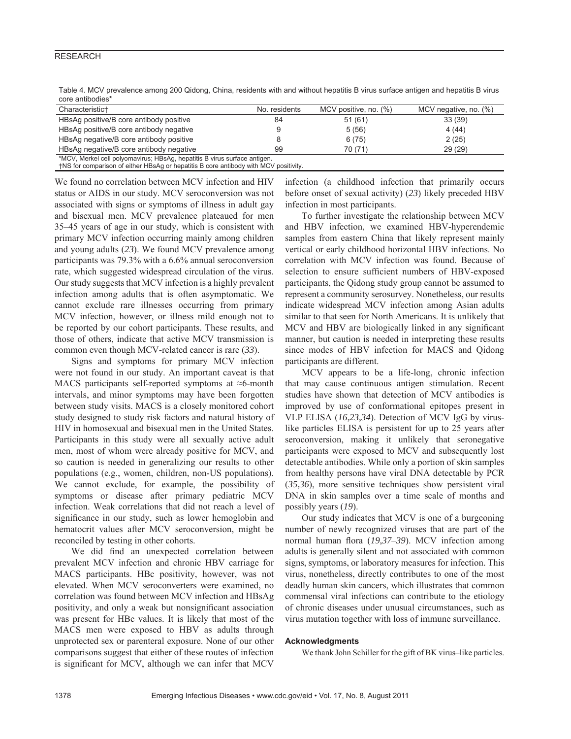Table 4. MCV prevalence among 200 Qidong, China, residents with and without hepatitis B virus surface antigen and hepatitis B virus core antibodies*

| Characteristic† | No. residents | MCV positive, no. (%) | MCV negative, no. (%) |
|---|---|---|---|
| HBsAg positive/B core antibody positive | 84 | 51 (61) | 33 (39) |
| HBsAg positive/B core antibody negative | 9 | 5 (56) | 4 (44) |
| HBsAg negative/B core antibody positive | 8 | 6 (75) | 2 (25) |
| HBsAg negative/B core antibody negative | 99 | 70 (71) | 29 (29) |

*MCV, Merkel cell polyomavirus; HBsAg, hepatitis B virus surface antigen.
†NS for comparison of either HBsAg or hepatitis B core antibody with MCV positivity.

We found no correlation between MCV infection and HIV status or AIDS in our study. MCV seroconversion was not associated with signs or symptoms of illness in adult gay and bisexual men. MCV prevalence plateaued for men 35–45 years of age in our study, which is consistent with primary MCV infection occurring mainly among children and young adults (*23*). We found MCV prevalence among participants was 79.3% with a 6.6% annual seroconversion rate, which suggested widespread circulation of the virus. Our study suggests that MCV infection is a highly prevalent infection among adults that is often asymptomatic. We cannot exclude rare illnesses occurring from primary MCV infection, however, or illness mild enough not to be reported by our cohort participants. These results, and those of others, indicate that active MCV transmission is common even though MCV-related cancer is rare (*33*).

Signs and symptoms for primary MCV infection were not found in our study. An important caveat is that MACS participants self-reported symptoms at ≈6-month intervals, and minor symptoms may have been forgotten between study visits. MACS is a closely monitored cohort study designed to study risk factors and natural history of HIV in homosexual and bisexual men in the United States. Participants in this study were all sexually active adult men, most of whom were already positive for MCV, and so caution is needed in generalizing our results to other populations (e.g., women, children, non-US populations). We cannot exclude, for example, the possibility of symptoms or disease after primary pediatric MCV infection. Weak correlations that did not reach a level of significance in our study, such as lower hemoglobin and hematocrit values after MCV seroconversion, might be reconciled by testing in other cohorts.

We did find an unexpected correlation between prevalent MCV infection and chronic HBV carriage for MACS participants. HBc positivity, however, was not elevated. When MCV seroconverters were examined, no correlation was found between MCV infection and HBsAg positivity, and only a weak but nonsignificant association was present for HBc values. It is likely that most of the MACS men were exposed to HBV as adults through unprotected sex or parenteral exposure. None of our other comparisons suggest that either of these routes of infection is significant for MCV, although we can infer that MCV infection (a childhood infection that primarily occurs before onset of sexual activity) (*23*) likely preceded HBV infection in most participants.

To further investigate the relationship between MCV and HBV infection, we examined HBV-hyperendemic samples from eastern China that likely represent mainly vertical or early childhood horizontal HBV infections. No correlation with MCV infection was found. Because of selection to ensure sufficient numbers of HBV-exposed participants, the Qidong study group cannot be assumed to represent a community serosurvey. Nonetheless, our results indicate widespread MCV infection among Asian adults similar to that seen for North Americans. It is unlikely that MCV and HBV are biologically linked in any significant manner, but caution is needed in interpreting these results since modes of HBV infection for MACS and Qidong participants are different.

MCV appears to be a life-long, chronic infection that may cause continuous antigen stimulation. Recent studies have shown that detection of MCV antibodies is improved by use of conformational epitopes present in VLP ELISA (*16*,*23*,*34*). Detection of MCV IgG by virus-like particles ELISA is persistent for up to 25 years after seroconversion, making it unlikely that seronegative participants were exposed to MCV and subsequently lost detectable antibodies. While only a portion of skin samples from healthy persons have viral DNA detectable by PCR (*35*,*36*), more sensitive techniques show persistent viral DNA in skin samples over a time scale of months and possibly years (*19*).

Our study indicates that MCV is one of a burgeoning number of newly recognized viruses that are part of the normal human flora (*19*,*37*–*39*). MCV infection among adults is generally silent and not associated with common signs, symptoms, or laboratory measures for infection. This virus, nonetheless, directly contributes to one of the most deadly human skin cancers, which illustrates that common commensal viral infections can contribute to the etiology of chronic diseases under unusual circumstances, such as virus mutation together with loss of immune surveillance.

#### Acknowledgments

We thank John Schiller for the gift of BK virus–like particles.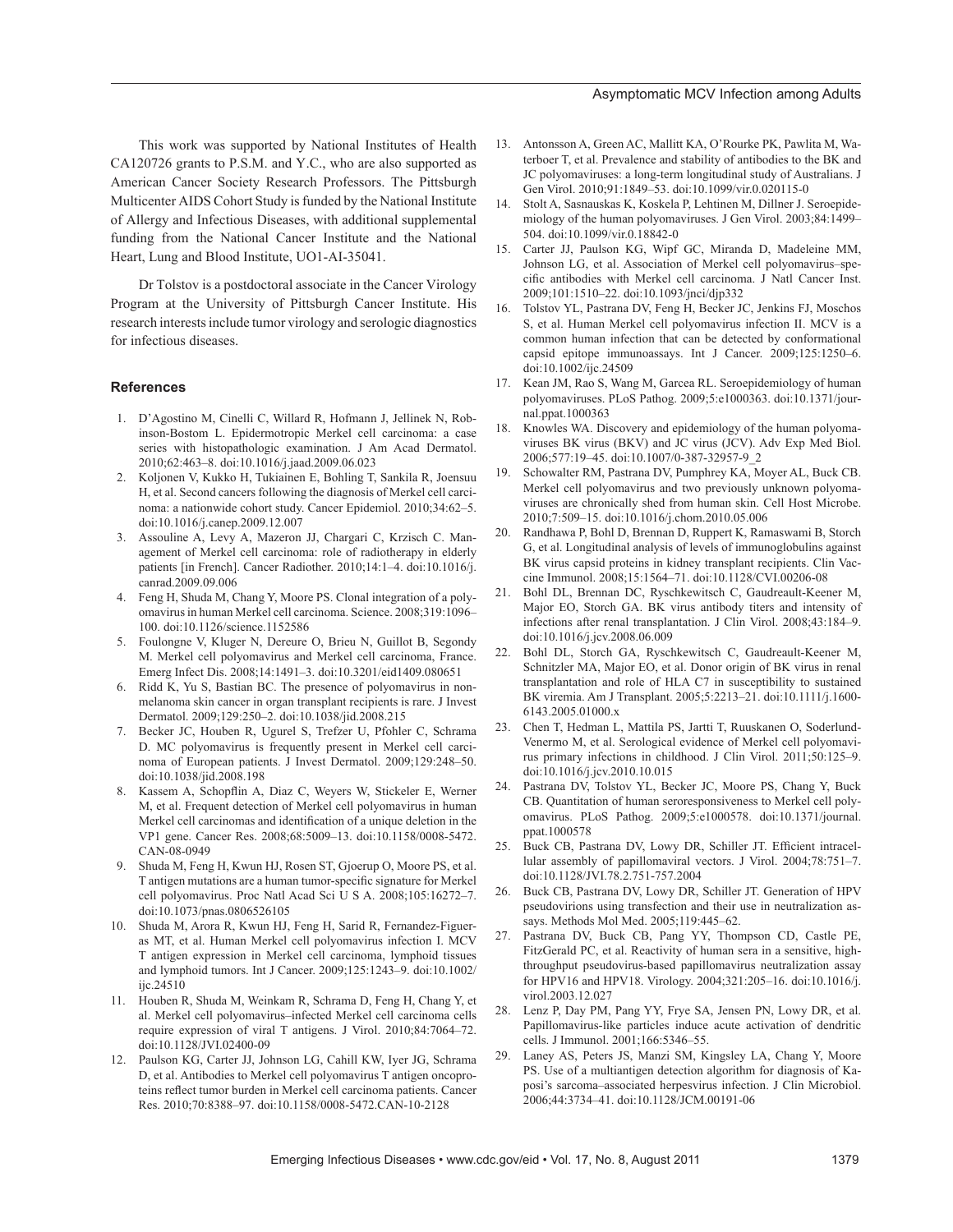This work was supported by National Institutes of Health CA120726 grants to P.S.M. and Y.C., who are also supported as American Cancer Society Research Professors. The Pittsburgh Multicenter AIDS Cohort Study is funded by the National Institute of Allergy and Infectious Diseases, with additional supplemental funding from the National Cancer Institute and the National Heart, Lung and Blood Institute, UO1-AI-35041.

Dr Tolstov is a postdoctoral associate in the Cancer Virology Program at the University of Pittsburgh Cancer Institute. His research interests include tumor virology and serologic diagnostics for infectious diseases.

## References

1. D'Agostino M, Cinelli C, Willard R, Hofmann J, Jellinek N, Robinson-Bostom L. Epidermotropic Merkel cell carcinoma: a case series with histopathologic examination. J Am Acad Dermatol. 2010;62:463–8. doi:10.1016/j.jaad.2009.06.023
2. Koljonen V, Kukko H, Tukiainen E, Bohling T, Sankila R, Joensuu H, et al. Second cancers following the diagnosis of Merkel cell carcinoma: a nationwide cohort study. Cancer Epidemiol. 2010;34:62–5. doi:10.1016/j.canep.2009.12.007
3. Assouline A, Levy A, Mazeron JJ, Chargari C, Krzisch C. Management of Merkel cell carcinoma: role of radiotherapy in elderly patients [in French]. Cancer Radiother. 2010;14:1–4. doi:10.1016/j.canrad.2009.09.006
4. Feng H, Shuda M, Chang Y, Moore PS. Clonal integration of a polyomavirus in human Merkel cell carcinoma. Science. 2008;319:1096–100. doi:10.1126/science.1152586
5. Foulongne V, Kluger N, Dereure O, Brieu N, Guillot B, Segondy M. Merkel cell polyomavirus and Merkel cell carcinoma, France. Emerg Infect Dis. 2008;14:1491–3. doi:10.3201/eid1409.080651
6. Ridd K, Yu S, Bastian BC. The presence of polyomavirus in non-melanoma skin cancer in organ transplant recipients is rare. J Invest Dermatol. 2009;129:250–2. doi:10.1038/jid.2008.215
7. Becker JC, Houben R, Ugurel S, Trefzer U, Pfohler C, Schrama D. MC polyomavirus is frequently present in Merkel cell carcinoma of European patients. J Invest Dermatol. 2009;129:248–50. doi:10.1038/jid.2008.198
8. Kassem A, Schopflin A, Diaz C, Weyers W, Stickeler E, Werner M, et al. Frequent detection of Merkel cell polyomavirus in human Merkel cell carcinomas and identification of a unique deletion in the VP1 gene. Cancer Res. 2008;68:5009–13. doi:10.1158/0008-5472.CAN-08-0949
9. Shuda M, Feng H, Kwun HJ, Rosen ST, Gjoerup O, Moore PS, et al. T antigen mutations are a human tumor-specific signature for Merkel cell polyomavirus. Proc Natl Acad Sci U S A. 2008;105:16272–7. doi:10.1073/pnas.0806526105
10. Shuda M, Arora R, Kwun HJ, Feng H, Sarid R, Fernandez-Figueras MT, et al. Human Merkel cell polyomavirus infection I. MCV T antigen expression in Merkel cell carcinoma, lymphoid tissues and lymphoid tumors. Int J Cancer. 2009;125:1243–9. doi:10.1002/ijc.24510
11. Houben R, Shuda M, Weinkam R, Schrama D, Feng H, Chang Y, et al. Merkel cell polyomavirus–infected Merkel cell carcinoma cells require expression of viral T antigens. J Virol. 2010;84:7064–72. doi:10.1128/JVI.02400-09
12. Paulson KG, Carter JJ, Johnson LG, Cahill KW, Iyer JG, Schrama D, et al. Antibodies to Merkel cell polyomavirus T antigen oncoproteins reflect tumor burden in Merkel cell carcinoma patients. Cancer Res. 2010;70:8388–97. doi:10.1158/0008-5472.CAN-10-2128
13. Antonsson A, Green AC, Mallitt KA, O'Rourke PK, Pawlita M, Waterboer T, et al. Prevalence and stability of antibodies to the BK and JC polyomaviruses: a long-term longitudinal study of Australians. J Gen Virol. 2010;91:1849–53. doi:10.1099/vir.0.020115-0
14. Stolt A, Sasnauskas K, Koskela P, Lehtinen M, Dillner J. Seroepidemiology of the human polyomaviruses. J Gen Virol. 2003;84:1499–504. doi:10.1099/vir.0.18842-0
15. Carter JJ, Paulson KG, Wipf GC, Miranda D, Madeleine MM, Johnson LG, et al. Association of Merkel cell polyomavirus–specific antibodies with Merkel cell carcinoma. J Natl Cancer Inst. 2009;101:1510–22. doi:10.1093/jnci/djp332
16. Tolstov YL, Pastrana DV, Feng H, Becker JC, Jenkins FJ, Moschos S, et al. Human Merkel cell polyomavirus infection II. MCV is a common human infection that can be detected by conformational capsid epitope immunoassays. Int J Cancer. 2009;125:1250–6. doi:10.1002/ijc.24509
17. Kean JM, Rao S, Wang M, Garcea RL. Seroepidemiology of human polyomaviruses. PLoS Pathog. 2009;5:e1000363. doi:10.1371/journal.ppat.1000363
18. Knowles WA. Discovery and epidemiology of the human polyomaviruses BK virus (BKV) and JC virus (JCV). Adv Exp Med Biol. 2006;577:19–45. doi:10.1007/0-387-32957-9_2
19. Schowalter RM, Pastrana DV, Pumphrey KA, Moyer AL, Buck CB. Merkel cell polyomavirus and two previously unknown polyomaviruses are chronically shed from human skin. Cell Host Microbe. 2010;7:509–15. doi:10.1016/j.chom.2010.05.006
20. Randhawa P, Bohl D, Brennan D, Ruppert K, Ramaswami B, Storch G, et al. Longitudinal analysis of levels of immunoglobulins against BK virus capsid proteins in kidney transplant recipients. Clin Vaccine Immunol. 2008;15:1564–71. doi:10.1128/CVI.00206-08
21. Bohl DL, Brennan DC, Ryschkewitsch C, Gaudreault-Keener M, Major EO, Storch GA. BK virus antibody titers and intensity of infections after renal transplantation. J Clin Virol. 2008;43:184–9. doi:10.1016/j.jcv.2008.06.009
22. Bohl DL, Storch GA, Ryschkewitsch C, Gaudreault-Keener M, Schnitzler MA, Major EO, et al. Donor origin of BK virus in renal transplantation and role of HLA C7 in susceptibility to sustained BK viremia. Am J Transplant. 2005;5:2213–21. doi:10.1111/j.1600-6143.2005.01000.x
23. Chen T, Hedman L, Mattila PS, Jartti T, Ruuskanen O, Soderlund-Venermo M, et al. Serological evidence of Merkel cell polyomavirus primary infections in childhood. J Clin Virol. 2011;50:125–9. doi:10.1016/j.jcv.2010.10.015
24. Pastrana DV, Tolstov YL, Becker JC, Moore PS, Chang Y, Buck CB. Quantitation of human seroresponsiveness to Merkel cell polyomavirus. PLoS Pathog. 2009;5:e1000578. doi:10.1371/journal.ppat.1000578
25. Buck CB, Pastrana DV, Lowy DR, Schiller JT. Efficient intracellular assembly of papillomaviral vectors. J Virol. 2004;78:751–7. doi:10.1128/JVI.78.2.751-757.2004
26. Buck CB, Pastrana DV, Lowy DR, Schiller JT. Generation of HPV pseudovirions using transfection and their use in neutralization assays. Methods Mol Med. 2005;119:445–62.
27. Pastrana DV, Buck CB, Pang YY, Thompson CD, Castle PE, FitzGerald PC, et al. Reactivity of human sera in a sensitive, high-throughput pseudovirus-based papillomavirus neutralization assay for HPV16 and HPV18. Virology. 2004;321:205–16. doi:10.1016/j.virol.2003.12.027
28. Lenz P, Day PM, Pang YY, Frye SA, Jensen PN, Lowy DR, et al. Papillomavirus-like particles induce acute activation of dendritic cells. J Immunol. 2001;166:5346–55.
29. Laney AS, Peters JS, Manzi SM, Kingsley LA, Chang Y, Moore PS. Use of a multiantigen detection algorithm for diagnosis of Kaposi's sarcoma–associated herpesvirus infection. J Clin Microbiol. 2006;44:3734–41. doi:10.1128/JCM.00191-06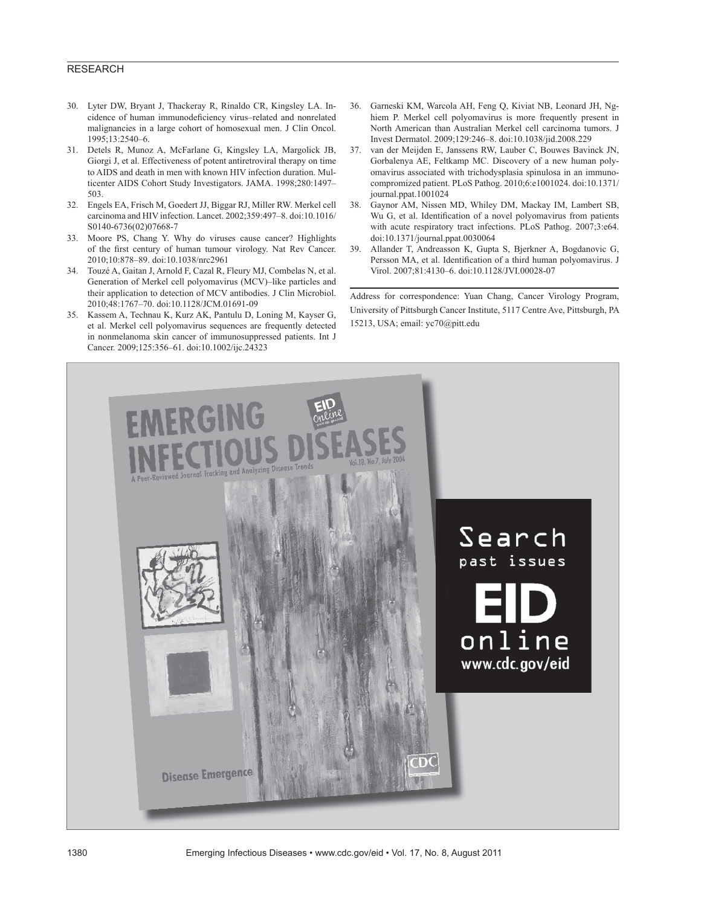30. Lyter DW, Bryant J, Thackeray R, Rinaldo CR, Kingsley LA. Incidence of human immunodeficiency virus–related and nonrelated malignancies in a large cohort of homosexual men. J Clin Oncol. 1995;13:2540–6.
31. Detels R, Munoz A, McFarlane G, Kingsley LA, Margolick JB, Giorgi J, et al. Effectiveness of potent antiretroviral therapy on time to AIDS and death in men with known HIV infection duration. Multicenter AIDS Cohort Study Investigators. JAMA. 1998;280:1497–503.
32. Engels EA, Frisch M, Goedert JJ, Biggar RJ, Miller RW. Merkel cell carcinoma and HIV infection. Lancet. 2002;359:497–8. doi:10.1016/S0140-6736(02)07668-7
33. Moore PS, Chang Y. Why do viruses cause cancer? Highlights of the first century of human tumour virology. Nat Rev Cancer. 2010;10:878–89. doi:10.1038/nrc2961
34. Touzé A, Gaitan J, Arnold F, Cazal R, Fleury MJ, Combelas N, et al. Generation of Merkel cell polyomavirus (MCV)–like particles and their application to detection of MCV antibodies. J Clin Microbiol. 2010;48:1767–70. doi:10.1128/JCM.01691-09
35. Kassem A, Technau K, Kurz AK, Pantulu D, Loning M, Kayser G, et al. Merkel cell polyomavirus sequences are frequently detected in nonmelanoma skin cancer of immunosuppressed patients. Int J Cancer. 2009;125:356–61. doi:10.1002/ijc.24323
36. Garneski KM, Warcola AH, Feng Q, Kiviat NB, Leonard JH, Nghiem P. Merkel cell polyomavirus is more frequently present in North American than Australian Merkel cell carcinoma tumors. J Invest Dermatol. 2009;129:246–8. doi:10.1038/jid.2008.229
37. van der Meijden E, Janssens RW, Lauber C, Bouwes Bavinck JN, Gorbalenya AE, Feltkamp MC. Discovery of a new human polyomavirus associated with trichodysplasia spinulosa in an immunocompromized patient. PLoS Pathog. 2010;6:e1001024. doi:10.1371/journal.ppat.1001024
38. Gaynor AM, Nissen MD, Whiley DM, Mackay IM, Lambert SB, Wu G, et al. Identification of a novel polyomavirus from patients with acute respiratory tract infections. PLoS Pathog. 2007;3:e64. doi:10.1371/journal.ppat.0030064
39. Allander T, Andreasson K, Gupta S, Bjerkner A, Bogdanovic G, Persson MA, et al. Identification of a third human polyomavirus. J Virol. 2007;81:4130–6. doi:10.1128/JVI.00028-07

Address for correspondence: Yuan Chang, Cancer Virology Program, University of Pittsburgh Cancer Institute, 5117 Centre Ave, Pittsburgh, PA 15213, USA; email: yc70@pitt.edu

Search past issues

EID online

www.cdc.gov/eid